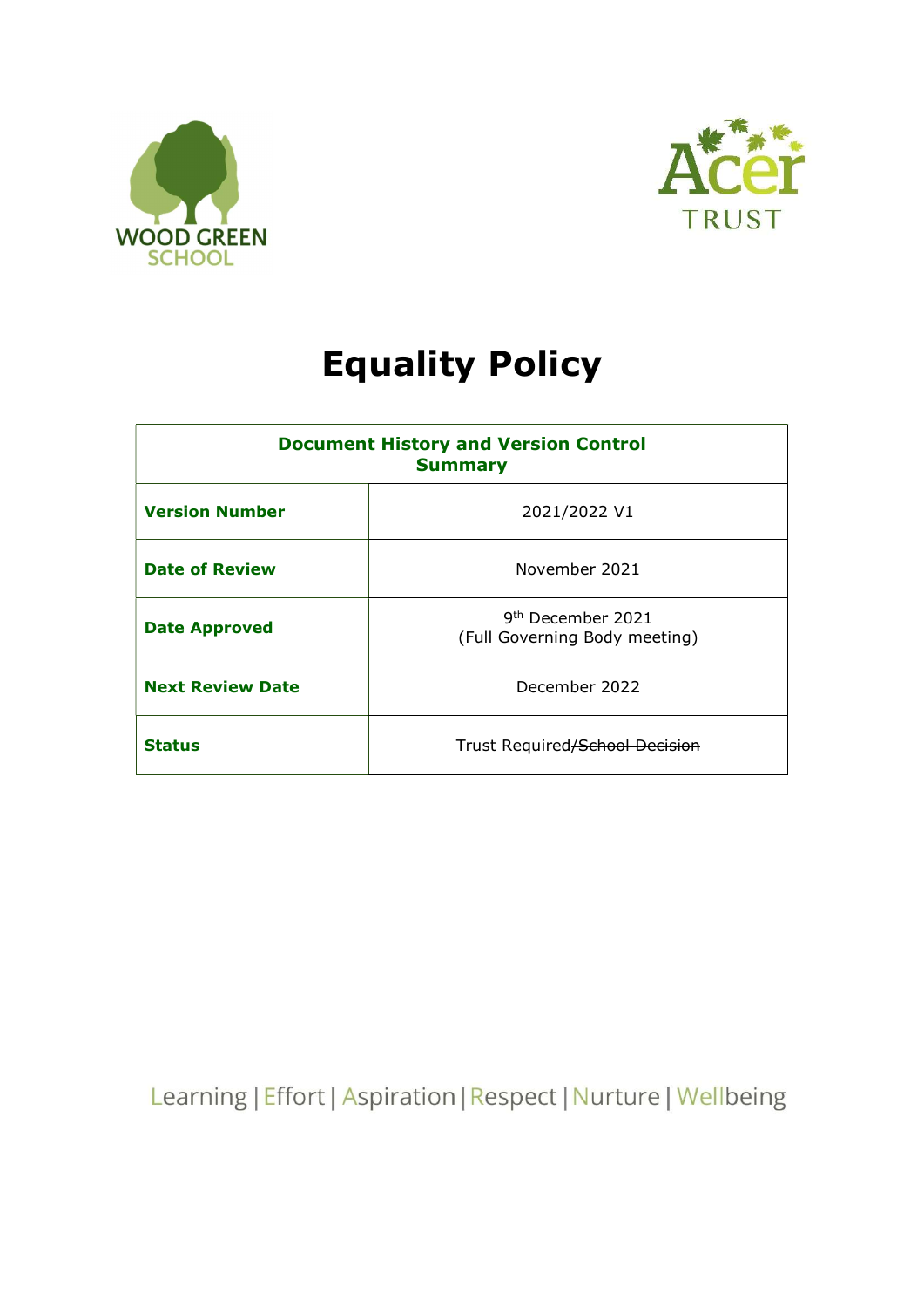WOOD GREEN SCHOOL

Acer TRUST

# Equality Policy

| Document History and Version Control Summary | |
|---|---|
| **Version Number** | 2021/2022 V1 |
| **Date of Review** | November 2021 |
| **Date Approved** | 9th December 2021 (Full Governing Body meeting) |
| **Next Review Date** | December 2022 |
| **Status** | Trust Required/~~School Decision~~ |

Learning | Effort | Aspiration | Respect | Nurture | Wellbeing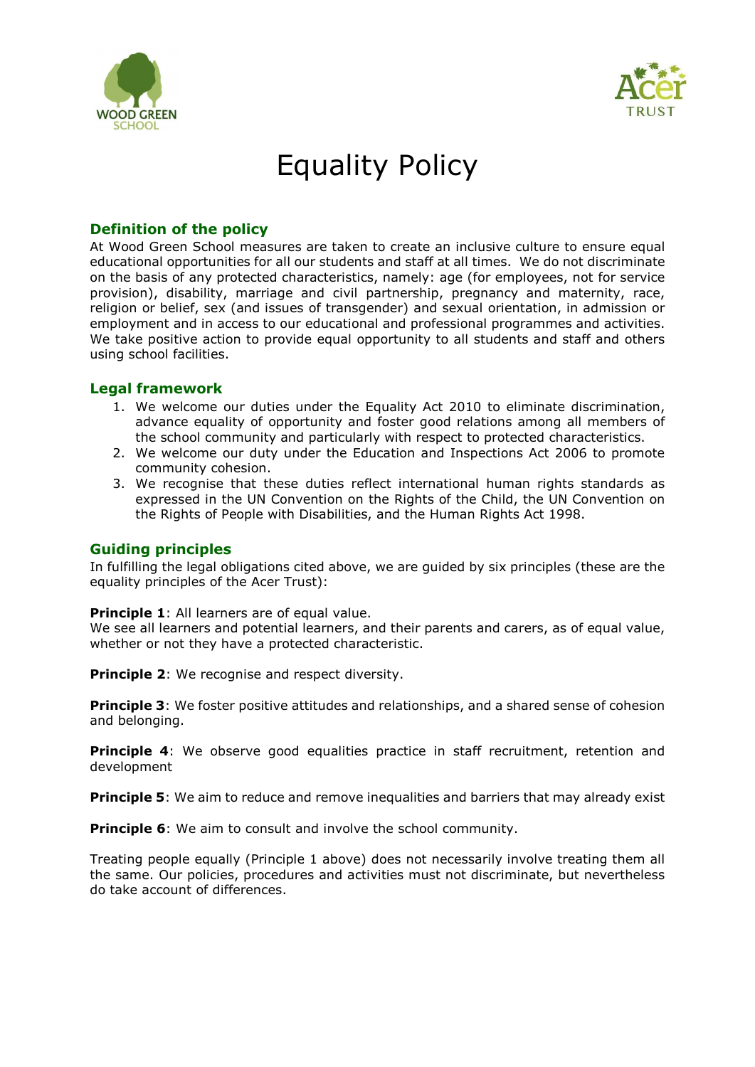# Equality Policy

## Definition of the policy

At Wood Green School measures are taken to create an inclusive culture to ensure equal educational opportunities for all our students and staff at all times. We do not discriminate on the basis of any protected characteristics, namely: age (for employees, not for service provision), disability, marriage and civil partnership, pregnancy and maternity, race, religion or belief, sex (and issues of transgender) and sexual orientation, in admission or employment and in access to our educational and professional programmes and activities. We take positive action to provide equal opportunity to all students and staff and others using school facilities.

## Legal framework

1. We welcome our duties under the Equality Act 2010 to eliminate discrimination, advance equality of opportunity and foster good relations among all members of the school community and particularly with respect to protected characteristics.
2. We welcome our duty under the Education and Inspections Act 2006 to promote community cohesion.
3. We recognise that these duties reflect international human rights standards as expressed in the UN Convention on the Rights of the Child, the UN Convention on the Rights of People with Disabilities, and the Human Rights Act 1998.

## Guiding principles

In fulfilling the legal obligations cited above, we are guided by six principles (these are the equality principles of the Acer Trust):

**Principle 1**: All learners are of equal value.
We see all learners and potential learners, and their parents and carers, as of equal value, whether or not they have a protected characteristic.

**Principle 2**: We recognise and respect diversity.

**Principle 3**: We foster positive attitudes and relationships, and a shared sense of cohesion and belonging.

**Principle 4**: We observe good equalities practice in staff recruitment, retention and development

**Principle 5**: We aim to reduce and remove inequalities and barriers that may already exist

**Principle 6**: We aim to consult and involve the school community.

Treating people equally (Principle 1 above) does not necessarily involve treating them all the same. Our policies, procedures and activities must not discriminate, but nevertheless do take account of differences.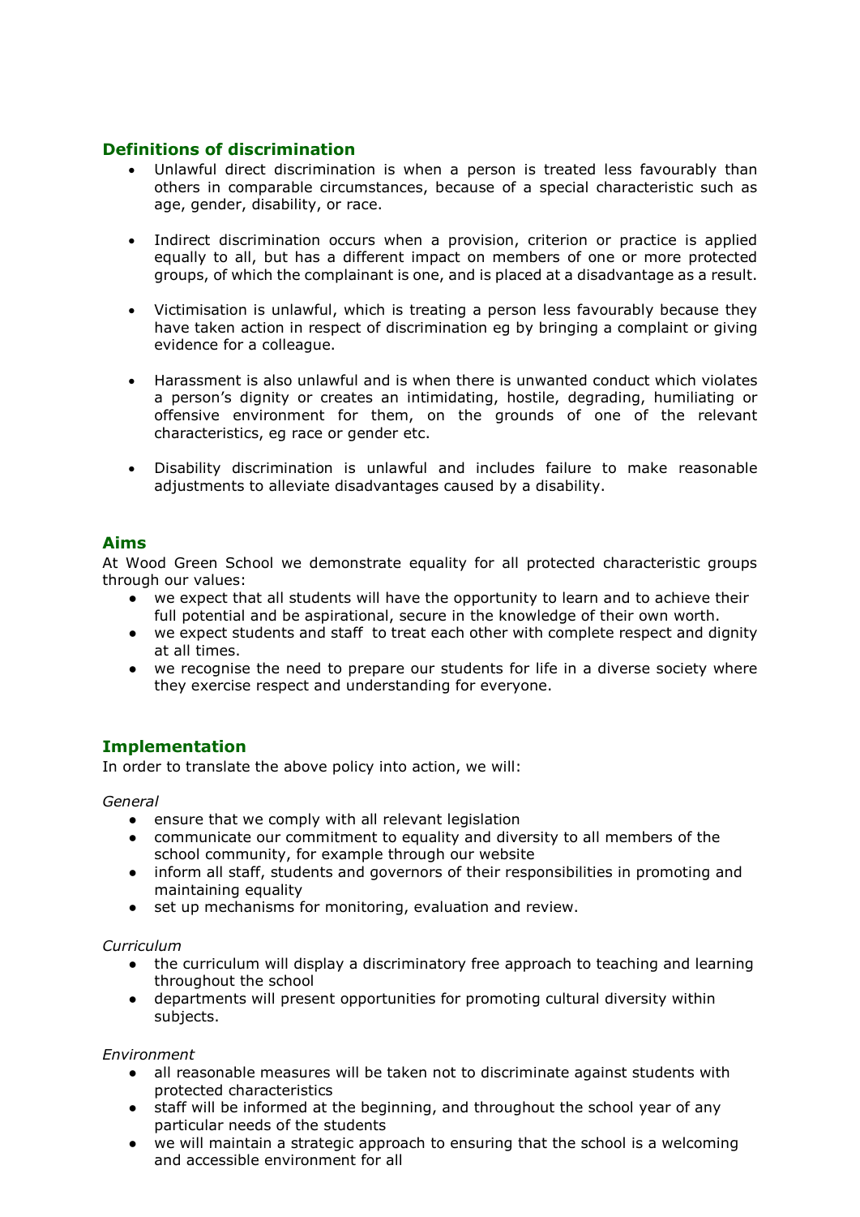## Definitions of discrimination

- Unlawful direct discrimination is when a person is treated less favourably than others in comparable circumstances, because of a special characteristic such as age, gender, disability, or race.
- Indirect discrimination occurs when a provision, criterion or practice is applied equally to all, but has a different impact on members of one or more protected groups, of which the complainant is one, and is placed at a disadvantage as a result.
- Victimisation is unlawful, which is treating a person less favourably because they have taken action in respect of discrimination eg by bringing a complaint or giving evidence for a colleague.
- Harassment is also unlawful and is when there is unwanted conduct which violates a person's dignity or creates an intimidating, hostile, degrading, humiliating or offensive environment for them, on the grounds of one of the relevant characteristics, eg race or gender etc.
- Disability discrimination is unlawful and includes failure to make reasonable adjustments to alleviate disadvantages caused by a disability.

## Aims

At Wood Green School we demonstrate equality for all protected characteristic groups through our values:

- we expect that all students will have the opportunity to learn and to achieve their full potential and be aspirational, secure in the knowledge of their own worth.
- we expect students and staff to treat each other with complete respect and dignity at all times.
- we recognise the need to prepare our students for life in a diverse society where they exercise respect and understanding for everyone.

## Implementation

In order to translate the above policy into action, we will:

*General*

- ensure that we comply with all relevant legislation
- communicate our commitment to equality and diversity to all members of the school community, for example through our website
- inform all staff, students and governors of their responsibilities in promoting and maintaining equality
- set up mechanisms for monitoring, evaluation and review.

*Curriculum*

- the curriculum will display a discriminatory free approach to teaching and learning throughout the school
- departments will present opportunities for promoting cultural diversity within subjects.

*Environment*

- all reasonable measures will be taken not to discriminate against students with protected characteristics
- staff will be informed at the beginning, and throughout the school year of any particular needs of the students
- we will maintain a strategic approach to ensuring that the school is a welcoming and accessible environment for all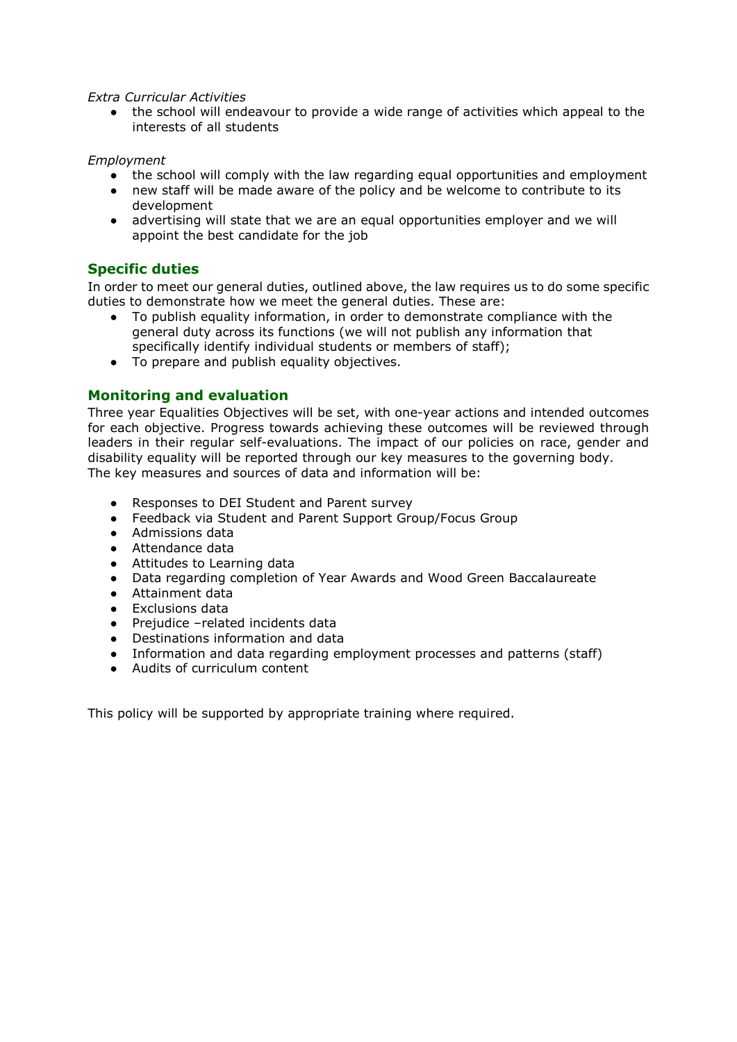*Extra Curricular Activities*

- the school will endeavour to provide a wide range of activities which appeal to the interests of all students

*Employment*

- the school will comply with the law regarding equal opportunities and employment
- new staff will be made aware of the policy and be welcome to contribute to its development
- advertising will state that we are an equal opportunities employer and we will appoint the best candidate for the job

## Specific duties

In order to meet our general duties, outlined above, the law requires us to do some specific duties to demonstrate how we meet the general duties. These are:

- To publish equality information, in order to demonstrate compliance with the general duty across its functions (we will not publish any information that specifically identify individual students or members of staff);
- To prepare and publish equality objectives.

## Monitoring and evaluation

Three year Equalities Objectives will be set, with one-year actions and intended outcomes for each objective. Progress towards achieving these outcomes will be reviewed through leaders in their regular self-evaluations. The impact of our policies on race, gender and disability equality will be reported through our key measures to the governing body.
The key measures and sources of data and information will be:

- Responses to DEI Student and Parent survey
- Feedback via Student and Parent Support Group/Focus Group
- Admissions data
- Attendance data
- Attitudes to Learning data
- Data regarding completion of Year Awards and Wood Green Baccalaureate
- Attainment data
- Exclusions data
- Prejudice –related incidents data
- Destinations information and data
- Information and data regarding employment processes and patterns (staff)
- Audits of curriculum content

This policy will be supported by appropriate training where required.